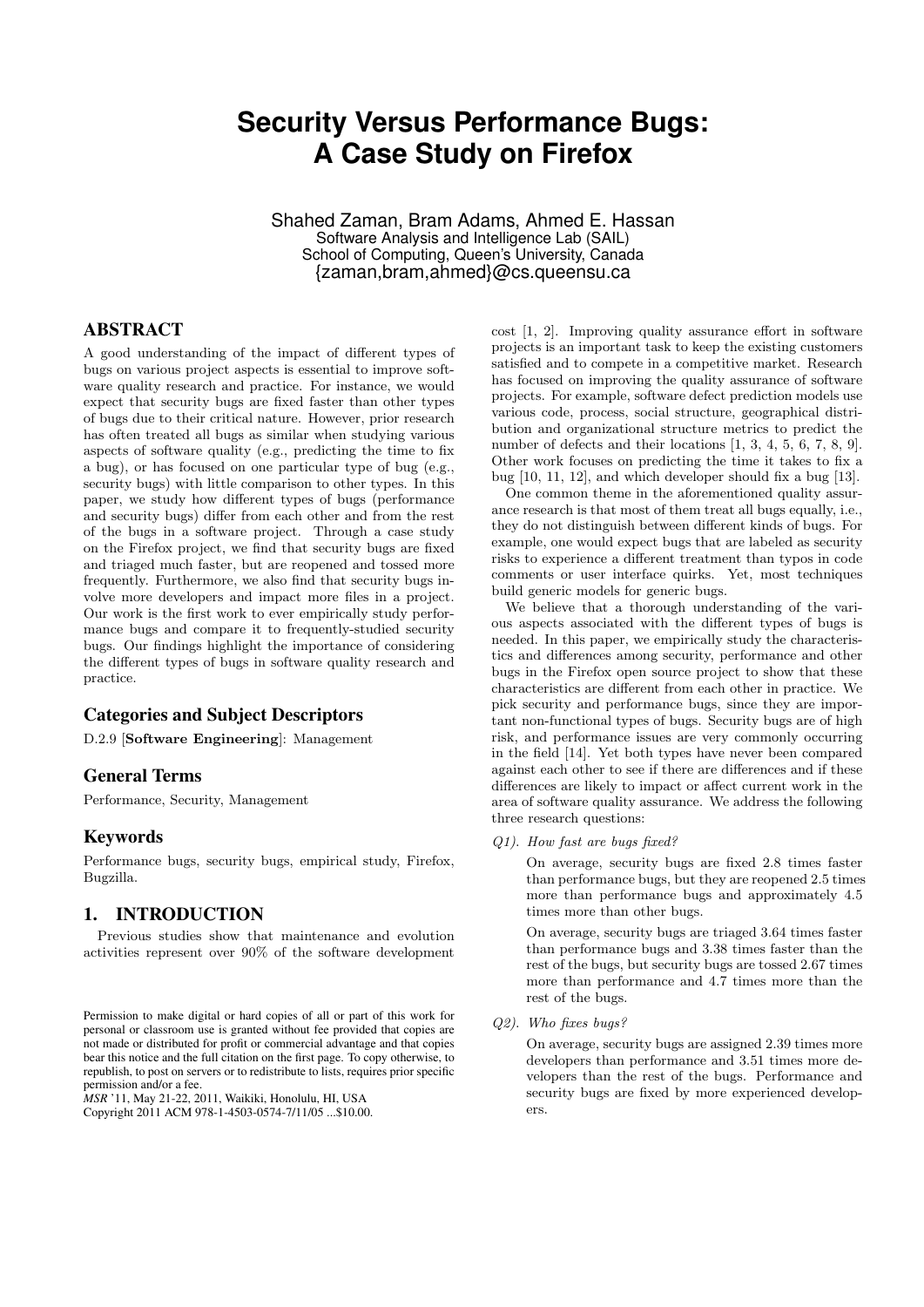# Security Versus Performance Bugs: A Case Study on Firefox

Shahed Zaman, Bram Adams, Ahmed E. Hassan
Software Analysis and Intelligence Lab (SAIL)
School of Computing, Queen's University, Canada
{zaman,bram,ahmed}@cs.queensu.ca

## ABSTRACT

A good understanding of the impact of different types of bugs on various project aspects is essential to improve software quality research and practice. For instance, we would expect that security bugs are fixed faster than other types of bugs due to their critical nature. However, prior research has often treated all bugs as similar when studying various aspects of software quality (e.g., predicting the time to fix a bug), or has focused on one particular type of bug (e.g., security bugs) with little comparison to other types. In this paper, we study how different types of bugs (performance and security bugs) differ from each other and from the rest of the bugs in a software project. Through a case study on the Firefox project, we find that security bugs are fixed and triaged much faster, but are reopened and tossed more frequently. Furthermore, we also find that security bugs involve more developers and impact more files in a project. Our work is the first work to ever empirically study performance bugs and compare it to frequently-studied security bugs. Our findings highlight the importance of considering the different types of bugs in software quality research and practice.

### Categories and Subject Descriptors

D.2.9 [**Software Engineering**]: Management

### General Terms

Performance, Security, Management

### Keywords

Performance bugs, security bugs, empirical study, Firefox, Bugzilla.

## 1. INTRODUCTION

Previous studies show that maintenance and evolution activities represent over 90% of the software development cost [1, 2]. Improving quality assurance effort in software projects is an important task to keep the existing customers satisfied and to compete in a competitive market. Research has focused on improving the quality assurance of software projects. For example, software defect prediction models use various code, process, social structure, geographical distribution and organizational structure metrics to predict the number of defects and their locations [1, 3, 4, 5, 6, 7, 8, 9]. Other work focuses on predicting the time it takes to fix a bug [10, 11, 12], and which developer should fix a bug [13].

One common theme in the aforementioned quality assurance research is that most of them treat all bugs equally, i.e., they do not distinguish between different kinds of bugs. For example, one would expect bugs that are labeled as security risks to experience a different treatment than typos in code comments or user interface quirks. Yet, most techniques build generic models for generic bugs.

We believe that a thorough understanding of the various aspects associated with the different types of bugs is needed. In this paper, we empirically study the characteristics and differences among security, performance and other bugs in the Firefox open source project to show that these characteristics are different from each other in practice. We pick security and performance bugs, since they are important non-functional types of bugs. Security bugs are of high risk, and performance issues are very commonly occurring in the field [14]. Yet both types have never been compared against each other to see if there are differences and if these differences are likely to impact or affect current work in the area of software quality assurance. We address the following three research questions:

*Q1). How fast are bugs fixed?*

> On average, security bugs are fixed 2.8 times faster than performance bugs, but they are reopened 2.5 times more than performance bugs and approximately 4.5 times more than other bugs.
>
> On average, security bugs are triaged 3.64 times faster than performance bugs and 3.38 times faster than the rest of the bugs, but security bugs are tossed 2.67 times more than performance and 4.7 times more than the rest of the bugs.

*Q2). Who fixes bugs?*

> On average, security bugs are assigned 2.39 times more developers than performance and 3.51 times more developers than the rest of the bugs. Performance and security bugs are fixed by more experienced developers.

Permission to make digital or hard copies of all or part of this work for personal or classroom use is granted without fee provided that copies are not made or distributed for profit or commercial advantage and that copies bear this notice and the full citation on the first page. To copy otherwise, to republish, to post on servers or to redistribute to lists, requires prior specific permission and/or a fee.
*MSR* '11, May 21-22, 2011, Waikiki, Honolulu, HI, USA
Copyright 2011 ACM 978-1-4503-0574-7/11/05 ...$10.00.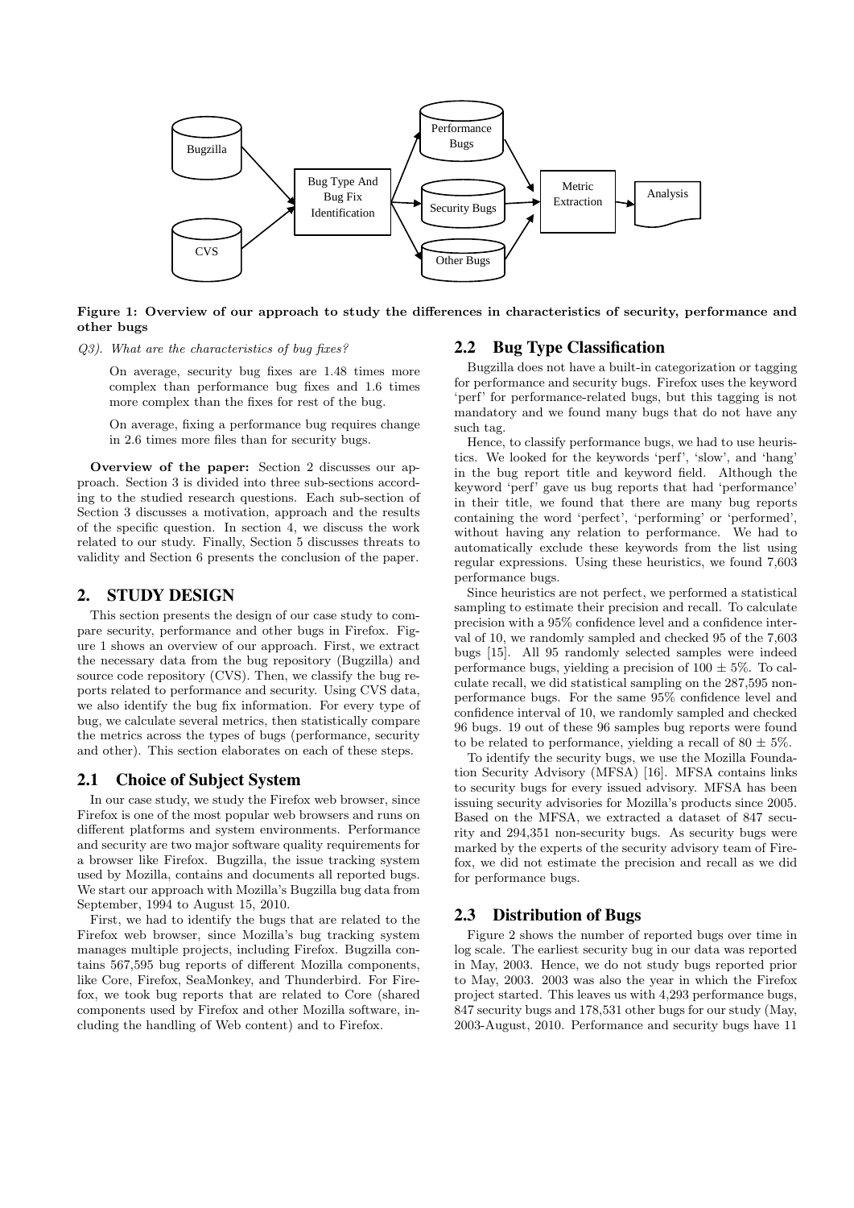Bugzilla

CVS

Bug Type And Bug Fix Identification

Performance Bugs

Security Bugs

Other Bugs

Metric Extraction

Analysis

**Figure 1: Overview of our approach to study the differences in characteristics of security, performance and other bugs**

*Q3). What are the characteristics of bug fixes?*

> On average, security bug fixes are 1.48 times more complex than performance bug fixes and 1.6 times more complex than the fixes for rest of the bug.
>
> On average, fixing a performance bug requires change in 2.6 times more files than for security bugs.

**Overview of the paper:** Section 2 discusses our approach. Section 3 is divided into three sub-sections according to the studied research questions. Each sub-section of Section 3 discusses a motivation, approach and the results of the specific question. In section 4, we discuss the work related to our study. Finally, Section 5 discusses threats to validity and Section 6 presents the conclusion of the paper.

## 2. STUDY DESIGN

This section presents the design of our case study to compare security, performance and other bugs in Firefox. Figure 1 shows an overview of our approach. First, we extract the necessary data from the bug repository (Bugzilla) and source code repository (CVS). Then, we classify the bug reports related to performance and security. Using CVS data, we also identify the bug fix information. For every type of bug, we calculate several metrics, then statistically compare the metrics across the types of bugs (performance, security and other). This section elaborates on each of these steps.

### 2.1 Choice of Subject System

In our case study, we study the Firefox web browser, since Firefox is one of the most popular web browsers and runs on different platforms and system environments. Performance and security are two major software quality requirements for a browser like Firefox. Bugzilla, the issue tracking system used by Mozilla, contains and documents all reported bugs. We start our approach with Mozilla's Bugzilla bug data from September, 1994 to August 15, 2010.

First, we had to identify the bugs that are related to the Firefox web browser, since Mozilla's bug tracking system manages multiple projects, including Firefox. Bugzilla contains 567,595 bug reports of different Mozilla components, like Core, Firefox, SeaMonkey, and Thunderbird. For Firefox, we took bug reports that are related to Core (shared components used by Firefox and other Mozilla software, including the handling of Web content) and to Firefox.

### 2.2 Bug Type Classification

Bugzilla does not have a built-in categorization or tagging for performance and security bugs. Firefox uses the keyword 'perf' for performance-related bugs, but this tagging is not mandatory and we found many bugs that do not have any such tag.

Hence, to classify performance bugs, we had to use heuristics. We looked for the keywords 'perf', 'slow', and 'hang' in the bug report title and keyword field. Although the keyword 'perf' gave us bug reports that had 'performance' in their title, we found that there are many bug reports containing the word 'perfect', 'performing' or 'performed', without having any relation to performance. We had to automatically exclude these keywords from the list using regular expressions. Using these heuristics, we found 7,603 performance bugs.

Since heuristics are not perfect, we performed a statistical sampling to estimate their precision and recall. To calculate precision with a 95% confidence level and a confidence interval of 10, we randomly sampled and checked 95 of the 7,603 bugs [15]. All 95 randomly selected samples were indeed performance bugs, yielding a precision of $100 \pm 5\%$. To calculate recall, we did statistical sampling on the 287,595 non-performance bugs. For the same 95% confidence level and confidence interval of 10, we randomly sampled and checked 96 bugs. 19 out of these 96 samples bug reports were found to be related to performance, yielding a recall of $80 \pm 5\%$.

To identify the security bugs, we use the Mozilla Foundation Security Advisory (MFSA) [16]. MFSA contains links to security bugs for every issued advisory. MFSA has been issuing security advisories for Mozilla's products since 2005. Based on the MFSA, we extracted a dataset of 847 security and 294,351 non-security bugs. As security bugs were marked by the experts of the security advisory team of Firefox, we did not estimate the precision and recall as we did for performance bugs.

### 2.3 Distribution of Bugs

Figure 2 shows the number of reported bugs over time in log scale. The earliest security bug in our data was reported in May, 2003. Hence, we do not study bugs reported prior to May, 2003. 2003 was also the year in which the Firefox project started. This leaves us with 4,293 performance bugs, 847 security bugs and 178,531 other bugs for our study (May, 2003-August, 2010. Performance and security bugs have 11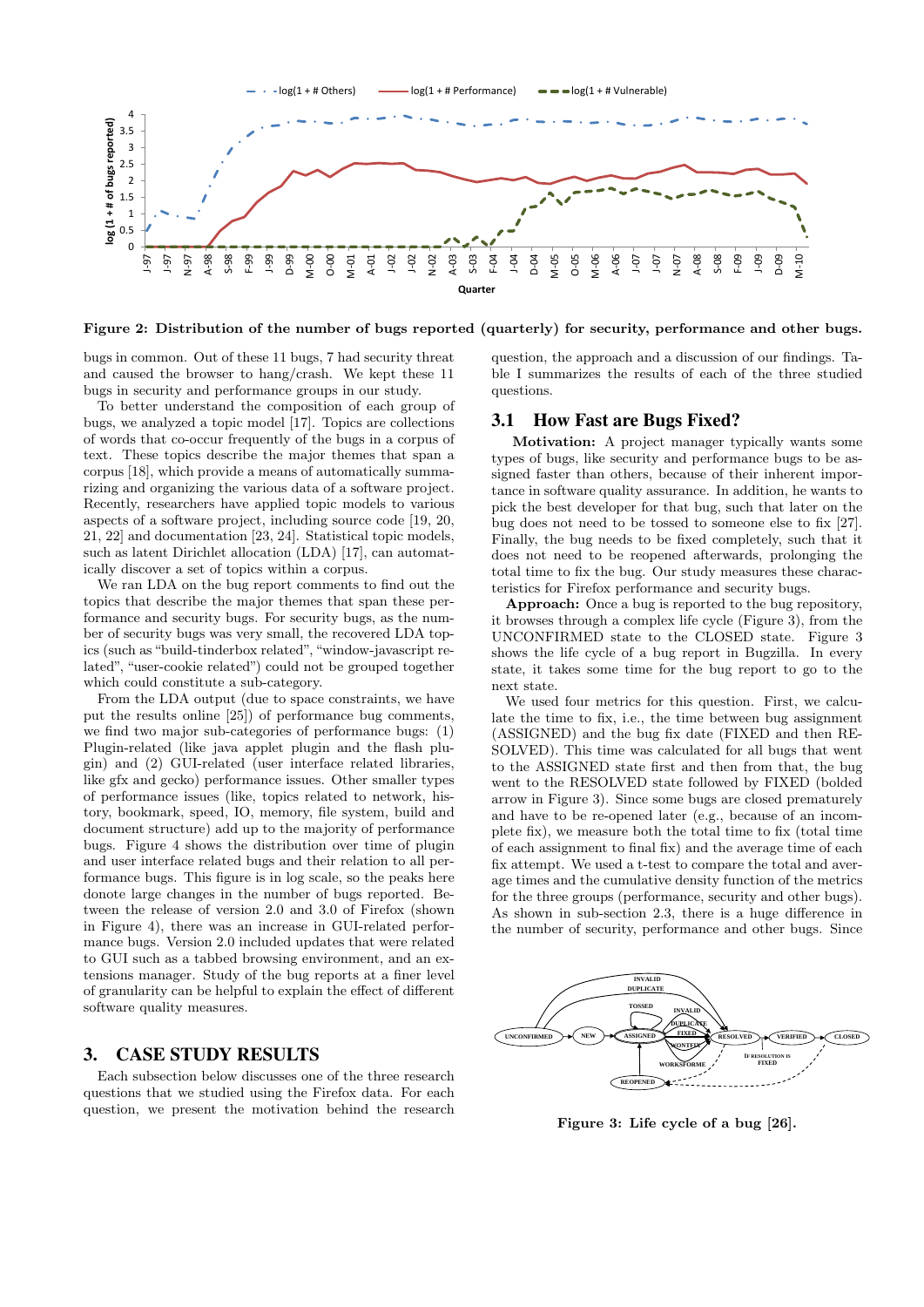Figure 2: Distribution of the number of bugs reported (quarterly) for security, performance and other bugs.

bugs in common. Out of these 11 bugs, 7 had security threat and caused the browser to hang/crash. We kept these 11 bugs in security and performance groups in our study.

To better understand the composition of each group of bugs, we analyzed a topic model [17]. Topics are collections of words that co-occur frequently of the bugs in a corpus of text. These topics describe the major themes that span a corpus [18], which provide a means of automatically summarizing and organizing the various data of a software project. Recently, researchers have applied topic models to various aspects of a software project, including source code [19, 20, 21, 22] and documentation [23, 24]. Statistical topic models, such as latent Dirichlet allocation (LDA) [17], can automatically discover a set of topics within a corpus.

We ran LDA on the bug report comments to find out the topics that describe the major themes that span these performance and security bugs. For security bugs, as the number of security bugs was very small, the recovered LDA topics (such as "build-tinderbox related", "window-javascript related", "user-cookie related") could not be grouped together which could constitute a sub-category.

From the LDA output (due to space constraints, we have put the results online [25]) of performance bug comments, we find two major sub-categories of performance bugs: (1) Plugin-related (like java applet plugin and the flash plugin) and (2) GUI-related (user interface related libraries, like gfx and gecko) performance issues. Other smaller types of performance issues (like, topics related to network, history, bookmark, speed, IO, memory, file system, build and document structure) add up to the majority of performance bugs. Figure 4 shows the distribution over time of plugin and user interface related bugs and their relation to all performance bugs. This figure is in log scale, so the peaks here donote large changes in the number of bugs reported. Between the release of version 2.0 and 3.0 of Firefox (shown in Figure 4), there was an increase in GUI-related performance bugs. Version 2.0 included updates that were related to GUI such as a tabbed browsing environment, and an extensions manager. Study of the bug reports at a finer level of granularity can be helpful to explain the effect of different software quality measures.

# 3. CASE STUDY RESULTS

Each subsection below discusses one of the three research questions that we studied using the Firefox data. For each question, we present the motivation behind the research question, the approach and a discussion of our findings. Table I summarizes the results of each of the three studied questions.

## 3.1 How Fast are Bugs Fixed?

**Motivation:** A project manager typically wants some types of bugs, like security and performance bugs to be assigned faster than others, because of their inherent importance in software quality assurance. In addition, he wants to pick the best developer for that bug, such that later on the bug does not need to be tossed to someone else to fix [27]. Finally, the bug needs to be fixed completely, such that it does not need to be reopened afterwards, prolonging the total time to fix the bug. Our study measures these characteristics for Firefox performance and security bugs.

**Approach:** Once a bug is reported to the bug repository, it browses through a complex life cycle (Figure 3), from the UNCONFIRMED state to the CLOSED state. Figure 3 shows the life cycle of a bug report in Bugzilla. In every state, it takes some time for the bug report to go to the next state.

We used four metrics for this question. First, we calculate the time to fix, i.e., the time between bug assignment (ASSIGNED) and the bug fix date (FIXED and then RESOLVED). This time was calculated for all bugs that went to the ASSIGNED state first and then from that, the bug went to the RESOLVED state followed by FIXED (bolded arrow in Figure 3). Since some bugs are closed prematurely and have to be re-opened later (e.g., because of an incomplete fix), we measure both the total time to fix (total time of each assignment to final fix) and the average time of each fix attempt. We used a t-test to compare the total and average times and the cumulative density function of the metrics for the three groups (performance, security and other bugs). As shown in sub-section 2.3, there is a huge difference in the number of security, performance and other bugs. Since

Figure 3: Life cycle of a bug [26].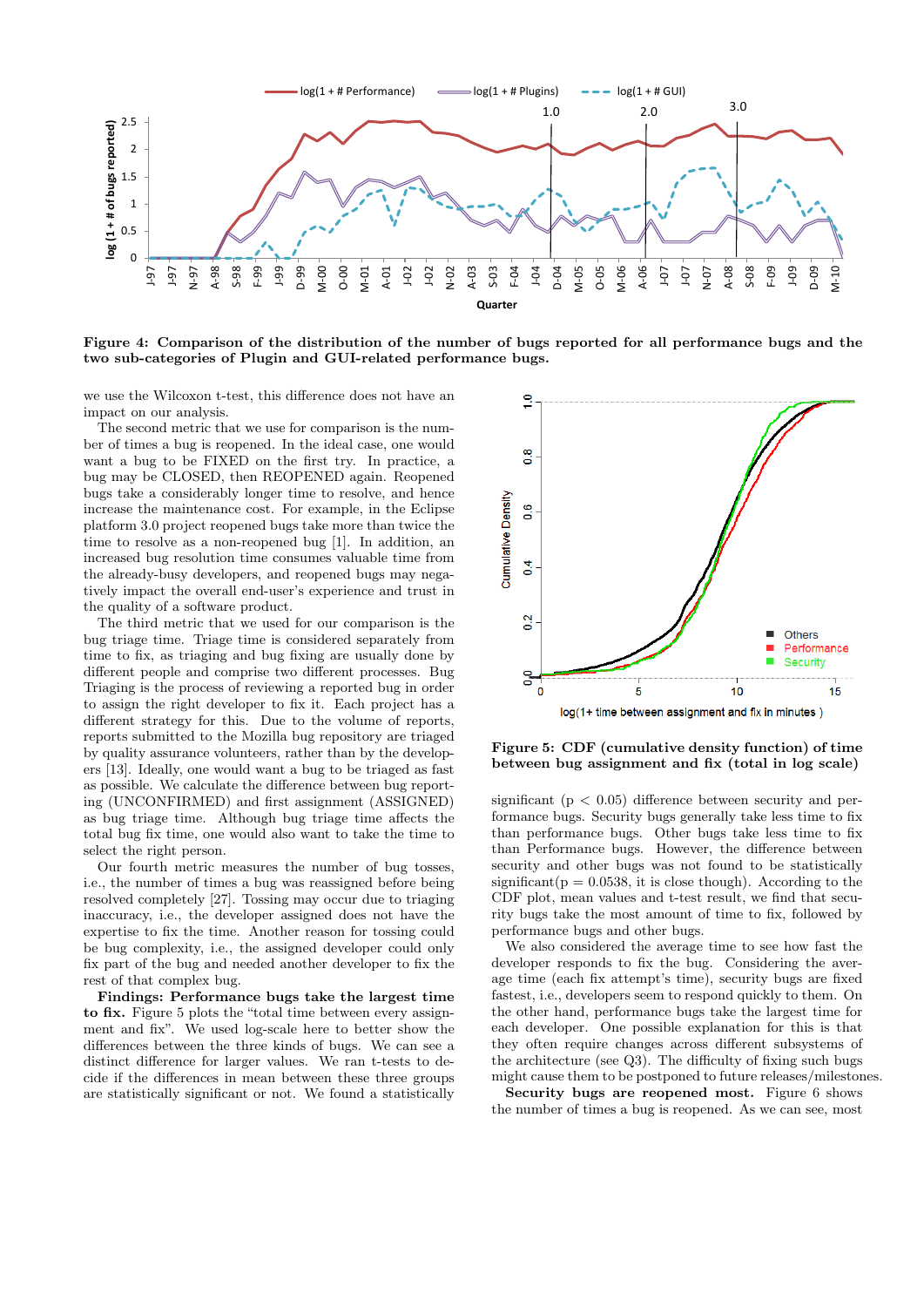log(1 + # Performance)
log(1 + # Plugins)
log(1 + # GUI)

1.0
2.0
3.0

log (1 + # of bugs reported)

2.5
2
1.5
1
0.5
0

J-97 J-97 N-97 A-98 S-98 F-99 J-99 D-99 M-00 O-00 M-01 A-01 J-02 J-02 N-02 A-03 S-03 F-04 J-04 D-04 M-05 O-05 M-06 A-06 J-07 J-07 N-07 A-08 S-08 F-09 J-09 D-09 M-10

Quarter

**Figure 4: Comparison of the distribution of the number of bugs reported for all performance bugs and the two sub-categories of Plugin and GUI-related performance bugs.**

we use the Wilcoxon t-test, this difference does not have an impact on our analysis.

The second metric that we use for comparison is the number of times a bug is reopened. In the ideal case, one would want a bug to be FIXED on the first try. In practice, a bug may be CLOSED, then REOPENED again. Reopened bugs take a considerably longer time to resolve, and hence increase the maintenance cost. For example, in the Eclipse platform 3.0 project reopened bugs take more than twice the time to resolve as a non-reopened bug [1]. In addition, an increased bug resolution time consumes valuable time from the already-busy developers, and reopened bugs may negatively impact the overall end-user's experience and trust in the quality of a software product.

The third metric that we used for our comparison is the bug triage time. Triage time is considered separately from time to fix, as triaging and bug fixing are usually done by different people and comprise two different processes. Bug Triaging is the process of reviewing a reported bug in order to assign the right developer to fix it. Each project has a different strategy for this. Due to the volume of reports, reports submitted to the Mozilla bug repository are triaged by quality assurance volunteers, rather than by the developers [13]. Ideally, one would want a bug to be triaged as fast as possible. We calculate the difference between bug reporting (UNCONFIRMED) and first assignment (ASSIGNED) as bug triage time. Although bug triage time affects the total bug fix time, one would also want to take the time to select the right person.

Our fourth metric measures the number of bug tosses, i.e., the number of times a bug was reassigned before being resolved completely [27]. Tossing may occur due to triaging inaccuracy, i.e., the developer assigned does not have the expertise to fix the time. Another reason for tossing could be bug complexity, i.e., the assigned developer could only fix part of the bug and needed another developer to fix the rest of that complex bug.

**Findings: Performance bugs take the largest time to fix.** Figure 5 plots the "total time between every assignment and fix". We used log-scale here to better show the differences between the three kinds of bugs. We can see a distinct difference for larger values. We ran t-tests to decide if the differences in mean between these three groups are statistically significant or not. We found a statistically

Cumulative Density
0.0
0.2
0.4
0.6
0.8
1.0

0
5
10
15

log(1+ time between assignment and fix in minutes )

Others
Performance
Security

**Figure 5: CDF (cumulative density function) of time between bug assignment and fix (total in log scale)**

significant ($p < 0.05$) difference between security and performance bugs. Security bugs generally take less time to fix than performance bugs. Other bugs take less time to fix than Performance bugs. However, the difference between security and other bugs was not found to be statistically significant($p = 0.0538$, it is close though). According to the CDF plot, mean values and t-test result, we find that security bugs take the most amount of time to fix, followed by performance bugs and other bugs.

We also considered the average time to see how fast the developer responds to fix the bug. Considering the average time (each fix attempt's time), security bugs are fixed fastest, i.e., developers seem to respond quickly to them. On the other hand, performance bugs take the largest time for each developer. One possible explanation for this is that they often require changes across different subsystems of the architecture (see Q3). The difficulty of fixing such bugs might cause them to be postponed to future releases/milestones.

**Security bugs are reopened most.** Figure 6 shows the number of times a bug is reopened. As we can see, most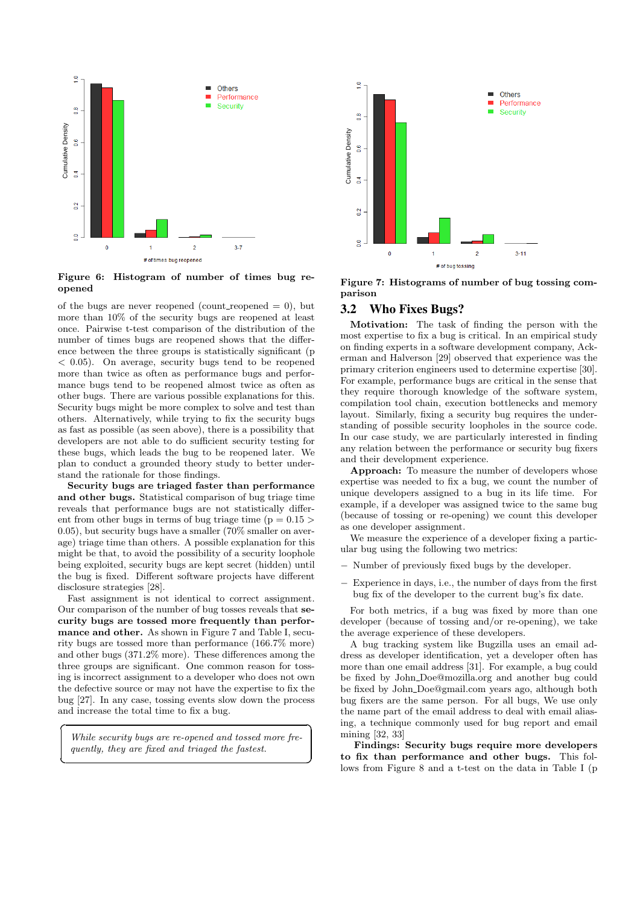Cumulative Density

1.0
0.8
0.6
0.4
0.2
0.0

Others
Performance
Security

0
1
2
3-7

# of times bug reopened

**Figure 6: Histogram of number of times bug reopened**

Cumulative Density

1.0
0.8
0.6
0.4
0.2
0.0

Others
Performance
Security

0
1
2
3-11

# of bug tossing

**Figure 7: Histograms of number of bug tossing comparison**

of the bugs are never reopened (count_reopened = 0), but more than 10% of the security bugs are reopened at least once. Pairwise t-test comparison of the distribution of the number of times bugs are reopened shows that the difference between the three groups is statistically significant ($p < 0.05$). On average, security bugs tend to be reopened more than twice as often as performance bugs and performance bugs tend to be reopened almost twice as often as other bugs. There are various possible explanations for this. Security bugs might be more complex to solve and test than others. Alternatively, while trying to fix the security bugs as fast as possible (as seen above), there is a possibility that developers are not able to do sufficient security testing for these bugs, which leads the bug to be reopened later. We plan to conduct a grounded theory study to better understand the rationale for those findings.

**Security bugs are triaged faster than performance and other bugs.** Statistical comparison of bug triage time reveals that performance bugs are not statistically different from other bugs in terms of bug triage time ($p = 0.15 > 0.05$), but security bugs have a smaller (70% smaller on average) triage time than others. A possible explanation for this might be that, to avoid the possibility of a security loophole being exploited, security bugs are kept secret (hidden) until the bug is fixed. Different software projects have different disclosure strategies [28].

Fast assignment is not identical to correct assignment. Our comparison of the number of bug tosses reveals that **security bugs are tossed more frequently than performance and other.** As shown in Figure 7 and Table I, security bugs are tossed more than performance (166.7% more) and other bugs (371.2% more). These differences among the three groups are significant. One common reason for tossing is incorrect assignment to a developer who does not own the defective source or may not have the expertise to fix the bug [27]. In any case, tossing events slow down the process and increase the total time to fix a bug.

> *While security bugs are re-opened and tossed more frequently, they are fixed and triaged the fastest.*

## 3.2 Who Fixes Bugs?

**Motivation:** The task of finding the person with the most expertise to fix a bug is critical. In an empirical study on finding experts in a software development company, Ackerman and Halverson [29] observed that experience was the primary criterion engineers used to determine expertise [30]. For example, performance bugs are critical in the sense that they require thorough knowledge of the software system, compilation tool chain, execution bottlenecks and memory layout. Similarly, fixing a security bug requires the understanding of possible security loopholes in the source code. In our case study, we are particularly interested in finding any relation between the performance or security bug fixers and their development experience.

**Approach:** To measure the number of developers whose expertise was needed to fix a bug, we count the number of unique developers assigned to a bug in its life time. For example, if a developer was assigned twice to the same bug (because of tossing or re-opening) we count this developer as one developer assignment.

We measure the experience of a developer fixing a particular bug using the following two metrics:

- Number of previously fixed bugs by the developer.
- Experience in days, i.e., the number of days from the first bug fix of the developer to the current bug's fix date.

For both metrics, if a bug was fixed by more than one developer (because of tossing and/or re-opening), we take the average experience of these developers.

A bug tracking system like Bugzilla uses an email address as developer identification, yet a developer often has more than one email address [31]. For example, a bug could be fixed by John_Doe@mozilla.org and another bug could be fixed by John_Doe@gmail.com years ago, although both bug fixers are the same person. For all bugs, We use only the name part of the email address to deal with email aliasing, a technique commonly used for bug report and email mining [32, 33]

**Findings: Security bugs require more developers to fix than performance and other bugs.** This follows from Figure 8 and a t-test on the data in Table I (p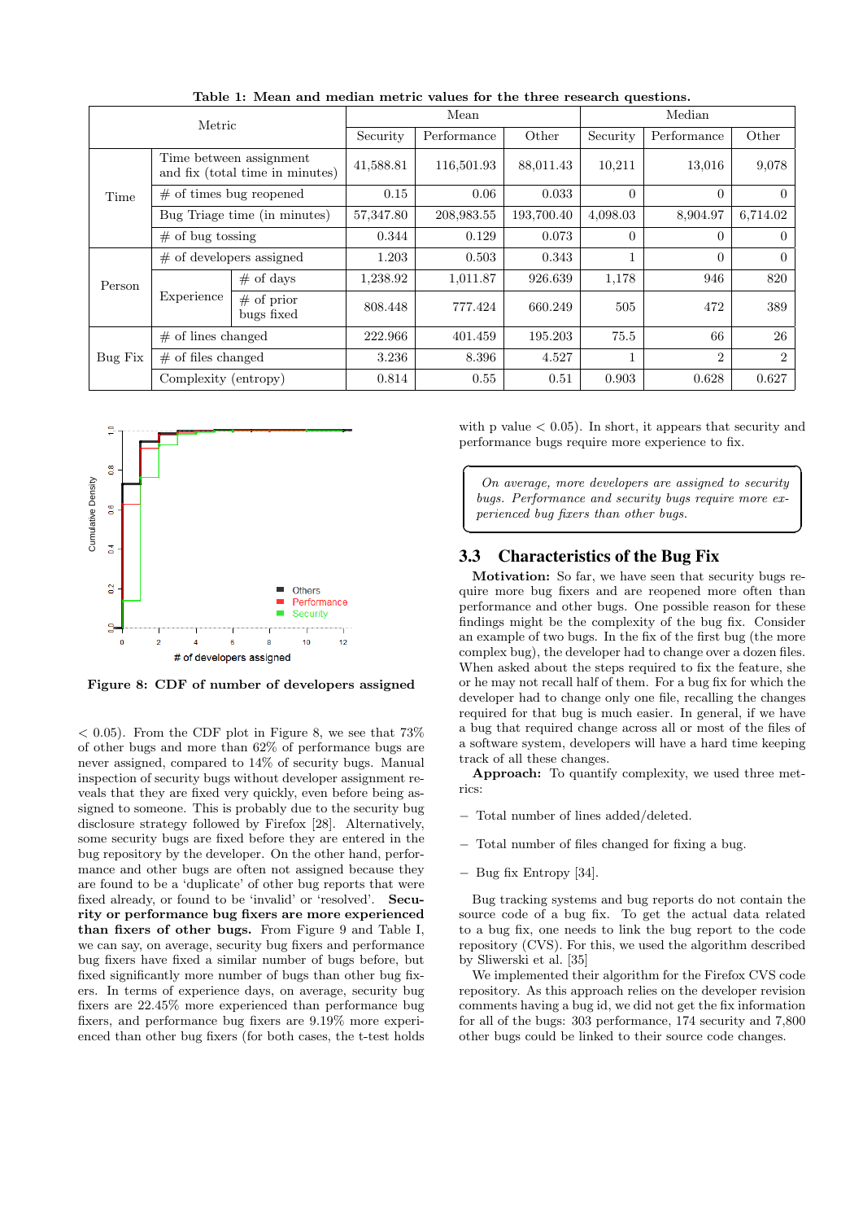**Table 1: Mean and median metric values for the three research questions.**

| Metric | | | Mean | | | Median | | |
|---|---|---|---|---|---|---|---|---|
| | | | Security | Performance | Other | Security | Performance | Other |
| Time | Time between assignment and fix (total time in minutes) | | 41,588.81 | 116,501.93 | 88,011.43 | 10,211 | 13,016 | 9,078 |
| | # of times bug reopened | | 0.15 | 0.06 | 0.033 | 0 | 0 | 0 |
| | Bug Triage time (in minutes) | | 57,347.80 | 208,983.55 | 193,700.40 | 4,098.03 | 8,904.97 | 6,714.02 |
| | # of bug tossing | | 0.344 | 0.129 | 0.073 | 0 | 0 | 0 |
| Person | # of developers assigned | | 1.203 | 0.503 | 0.343 | 1 | 0 | 0 |
| | Experience | # of days | 1,238.92 | 1,011.87 | 926.639 | 1,178 | 946 | 820 |
| | | # of prior bugs fixed | 808.448 | 777.424 | 660.249 | 505 | 472 | 389 |
| Bug Fix | # of lines changed | | 222.966 | 401.459 | 195.203 | 75.5 | 66 | 26 |
| | # of files changed | | 3.236 | 8.396 | 4.527 | 1 | 2 | 2 |
| | Complexity (entropy) | | 0.814 | 0.55 | 0.51 | 0.903 | 0.628 | 0.627 |

**Figure 8: CDF of number of developers assigned**

$< 0.05$). From the CDF plot in Figure 8, we see that 73% of other bugs and more than 62% of performance bugs are never assigned, compared to 14% of security bugs. Manual inspection of security bugs without developer assignment reveals that they are fixed very quickly, even before being assigned to someone. This is probably due to the security bug disclosure strategy followed by Firefox [28]. Alternatively, some security bugs are fixed before they are entered in the bug repository by the developer. On the other hand, performance and other bugs are often not assigned because they are found to be a 'duplicate' of other bug reports that were fixed already, or found to be 'invalid' or 'resolved'. **Security or performance bug fixers are more experienced than fixers of other bugs.** From Figure 9 and Table I, we can say, on average, security bug fixers and performance bug fixers have fixed a similar number of bugs before, but fixed significantly more number of bugs than other bug fixers. In terms of experience days, on average, security bug fixers are 22.45% more experienced than performance bug fixers, and performance bug fixers are 9.19% more experienced than other bug fixers (for both cases, the t-test holds with p value $< 0.05$). In short, it appears that security and performance bugs require more experience to fix.

> *On average, more developers are assigned to security bugs. Performance and security bugs require more experienced bug fixers than other bugs.*

## 3.3 Characteristics of the Bug Fix

**Motivation:** So far, we have seen that security bugs require more bug fixers and are reopened more often than performance and other bugs. One possible reason for these findings might be the complexity of the bug fix. Consider an example of two bugs. In the fix of the first bug (the more complex bug), the developer had to change over a dozen files. When asked about the steps required to fix the feature, she or he may not recall half of them. For a bug fix for which the developer had to change only one file, recalling the changes required for that bug is much easier. In general, if we have a bug that required change across all or most of the files of a software system, developers will have a hard time keeping track of all these changes.

**Approach:** To quantify complexity, we used three metrics:

- Total number of lines added/deleted.
- Total number of files changed for fixing a bug.
- Bug fix Entropy [34].

Bug tracking systems and bug reports do not contain the source code of a bug fix. To get the actual data related to a bug fix, one needs to link the bug report to the code repository (CVS). For this, we used the algorithm described by Sliwerski et al. [35]

We implemented their algorithm for the Firefox CVS code repository. As this approach relies on the developer revision comments having a bug id, we did not get the fix information for all of the bugs: 303 performance, 174 security and 7,800 other bugs could be linked to their source code changes.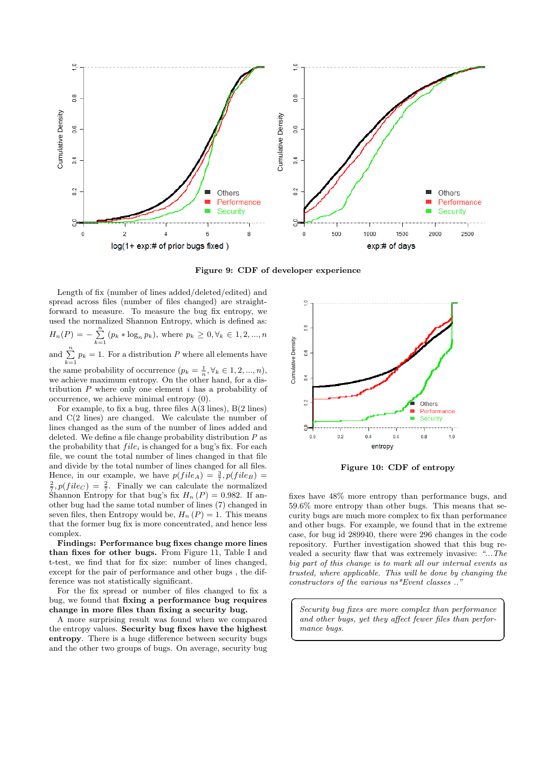Figure 9: CDF of developer experience

Length of fix (number of lines added/deleted/edited) and spread across files (number of files changed) are straightforward to measure. To measure the bug fix entropy, we used the normalized Shannon Entropy, which is defined as: $H_n(P) = -\sum_{k=1}^{n}(p_k * \log_n p_k)$, where $p_k \geq 0, \forall_k \in 1, 2, ..., n$ and $\sum_{k=1}^{n} p_k = 1$. For a distribution $P$ where all elements have the same probability of occurrence ($p_k = \frac{1}{n}, \forall_k \in 1, 2, ..., n$), we achieve maximum entropy. On the other hand, for a distribution $P$ where only one element $i$ has a probability of occurrence, we achieve minimal entropy (0).

For example, to fix a bug, three files A(3 lines), B(2 lines) and C(2 lines) are changed. We calculate the number of lines changed as the sum of the number of lines added and deleted. We define a file change probability distribution $P$ as the probability that $file_i$ is changed for a bug's fix. For each file, we count the total number of lines changed in that file and divide by the total number of lines changed for all files. Hence, in our example, we have $p(file_A) = \frac{3}{7}, p(file_B) = \frac{2}{7}, p(file_C) = \frac{2}{7}$. Finally we can calculate the normalized Shannon Entropy for that bug's fix $H_n(P) = 0.982$. If another bug had the same total number of lines (7) changed in seven files, then Entropy would be, $H_n(P) = 1$. This means that the former bug fix is more concentrated, and hence less complex.

**Findings: Performance bug fixes change more lines than fixes for other bugs.** From Figure 11, Table I and t-test, we find that for fix size: number of lines changed, except for the pair of performance and other bugs, the difference was not statistically significant.

For the fix spread or number of files changed to fix a bug, we found that **fixing a performance bug requires change in more files than fixing a security bug.**

A more surprising result was found when we compared the entropy values. **Security bug fixes have the highest entropy**. There is a huge difference between security bugs and the other two groups of bugs. On average, security bug fixes have 48% more entropy than performance bugs, and 59.6% more entropy than other bugs. This means that security bugs are much more complex to fix than performance and other bugs. For example, we found that in the extreme case, for bug id 289940, there were 296 changes in the code repository. Further investigation showed that this bug revealed a security flaw that was extremely invasive: *"...The big part of this change is to mark all our internal events as trusted, where applicable. This will be done by changing the constructors of the various ns\*Event classes .."*

Figure 10: CDF of entropy

> *Security bug fixes are more complex than performance and other bugs, yet they affect fewer files than performance bugs.*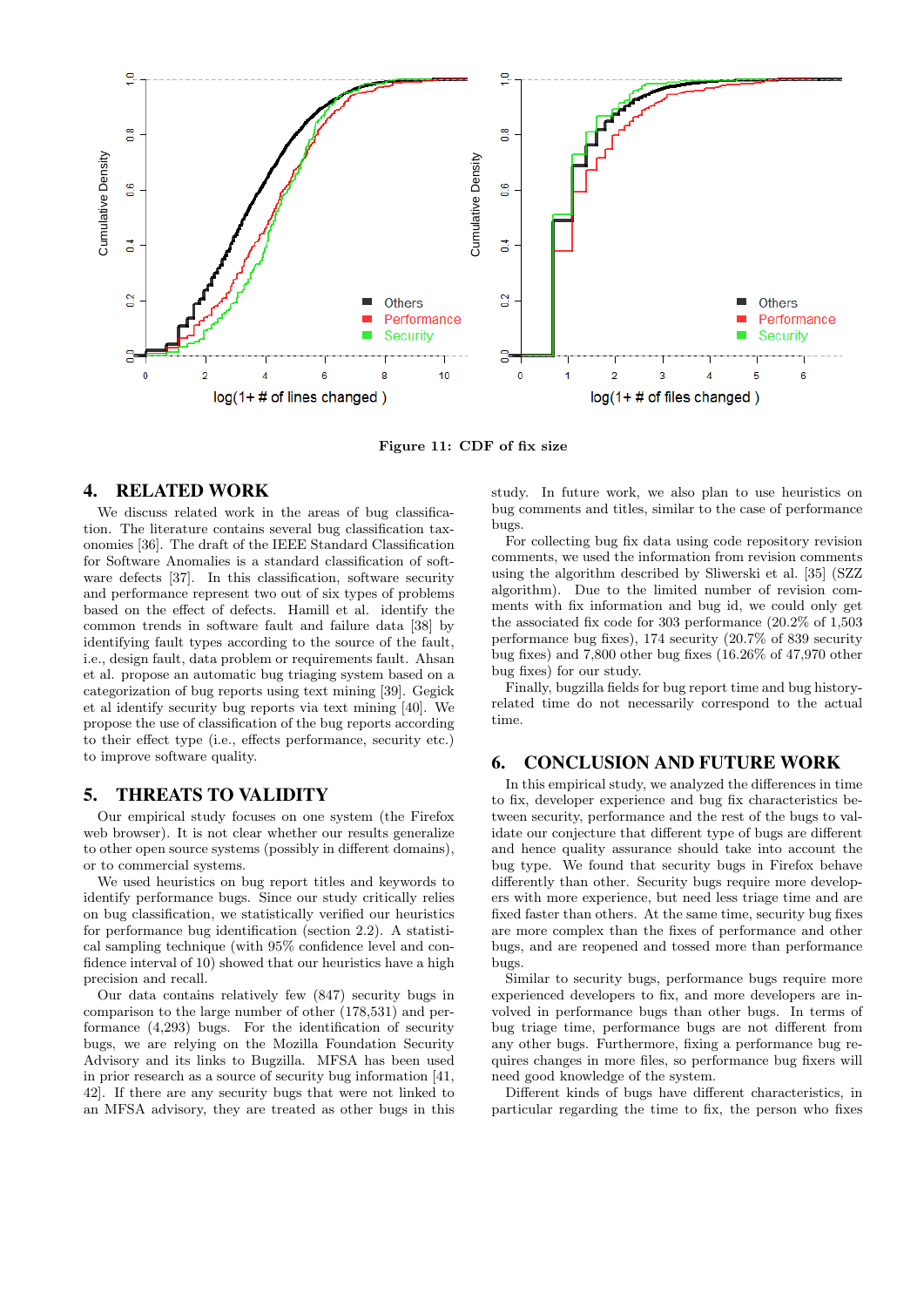**Figure 11: CDF of fix size**

## 4. RELATED WORK

We discuss related work in the areas of bug classification. The literature contains several bug classification taxonomies [36]. The draft of the IEEE Standard Classification for Software Anomalies is a standard classification of software defects [37]. In this classification, software security and performance represent two out of six types of problems based on the effect of defects. Hamill et al. identify the common trends in software fault and failure data [38] by identifying fault types according to the source of the fault, i.e., design fault, data problem or requirements fault. Ahsan et al. propose an automatic bug triaging system based on a categorization of bug reports using text mining [39]. Gegick et al identify security bug reports via text mining [40]. We propose the use of classification of the bug reports according to their effect type (i.e., effects performance, security etc.) to improve software quality.

## 5. THREATS TO VALIDITY

Our empirical study focuses on one system (the Firefox web browser). It is not clear whether our results generalize to other open source systems (possibly in different domains), or to commercial systems.

We used heuristics on bug report titles and keywords to identify performance bugs. Since our study critically relies on bug classification, we statistically verified our heuristics for performance bug identification (section 2.2). A statistical sampling technique (with 95% confidence level and confidence interval of 10) showed that our heuristics have a high precision and recall.

Our data contains relatively few (847) security bugs in comparison to the large number of other (178,531) and performance (4,293) bugs. For the identification of security bugs, we are relying on the Mozilla Foundation Security Advisory and its links to Bugzilla. MFSA has been used in prior research as a source of security bug information [41, 42]. If there are any security bugs that were not linked to an MFSA advisory, they are treated as other bugs in this study. In future work, we also plan to use heuristics on bug comments and titles, similar to the case of performance bugs.

For collecting bug fix data using code repository revision comments, we used the information from revision comments using the algorithm described by Sliwerski et al. [35] (SZZ algorithm). Due to the limited number of revision comments with fix information and bug id, we could only get the associated fix code for 303 performance (20.2% of 1,503 performance bug fixes), 174 security (20.7% of 839 security bug fixes) and 7,800 other bug fixes (16.26% of 47,970 other bug fixes) for our study.

Finally, bugzilla fields for bug report time and bug history-related time do not necessarily correspond to the actual time.

## 6. CONCLUSION AND FUTURE WORK

In this empirical study, we analyzed the differences in time to fix, developer experience and bug fix characteristics between security, performance and the rest of the bugs to validate our conjecture that different type of bugs are different and hence quality assurance should take into account the bug type. We found that security bugs in Firefox behave differently than other. Security bugs require more developers with more experience, but need less triage time and are fixed faster than others. At the same time, security bug fixes are more complex than the fixes of performance and other bugs, and are reopened and tossed more than performance bugs.

Similar to security bugs, performance bugs require more experienced developers to fix, and more developers are involved in performance bugs than other bugs. In terms of bug triage time, performance bugs are not different from any other bugs. Furthermore, fixing a performance bug requires changes in more files, so performance bug fixers will need good knowledge of the system.

Different kinds of bugs have different characteristics, in particular regarding the time to fix, the person who fixes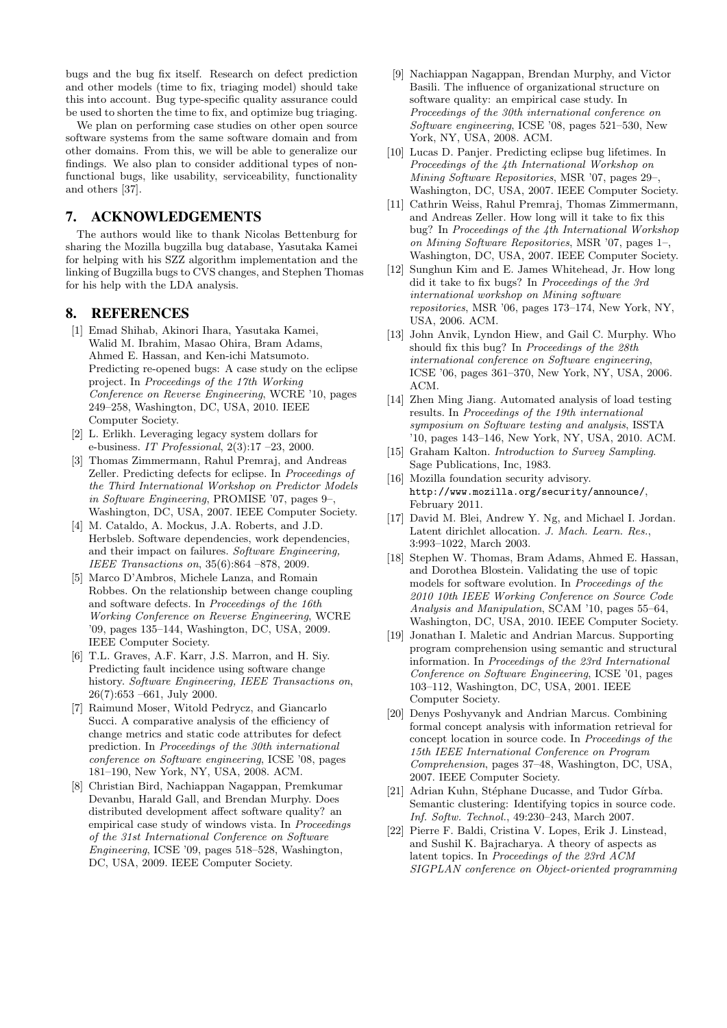bugs and the bug fix itself. Research on defect prediction and other models (time to fix, triaging model) should take this into account. Bug type-specific quality assurance could be used to shorten the time to fix, and optimize bug triaging.

We plan on performing case studies on other open source software systems from the same software domain and from other domains. From this, we will be able to generalize our findings. We also plan to consider additional types of non-functional bugs, like usability, serviceability, functionality and others [37].

## 7. ACKNOWLEDGEMENTS

The authors would like to thank Nicolas Bettenburg for sharing the Mozilla bugzilla bug database, Yasutaka Kamei for helping with his SZZ algorithm implementation and the linking of Bugzilla bugs to CVS changes, and Stephen Thomas for his help with the LDA analysis.

## 8. REFERENCES

[1] Emad Shihab, Akinori Ihara, Yasutaka Kamei, Walid M. Ibrahim, Masao Ohira, Bram Adams, Ahmed E. Hassan, and Ken-ichi Matsumoto. Predicting re-opened bugs: A case study on the eclipse project. In *Proceedings of the 17th Working Conference on Reverse Engineering*, WCRE '10, pages 249–258, Washington, DC, USA, 2010. IEEE Computer Society.

[2] L. Erlikh. Leveraging legacy system dollars for e-business. *IT Professional*, 2(3):17 –23, 2000.

[3] Thomas Zimmermann, Rahul Premraj, and Andreas Zeller. Predicting defects for eclipse. In *Proceedings of the Third International Workshop on Predictor Models in Software Engineering*, PROMISE '07, pages 9–, Washington, DC, USA, 2007. IEEE Computer Society.

[4] M. Cataldo, A. Mockus, J.A. Roberts, and J.D. Herbsleb. Software dependencies, work dependencies, and their impact on failures. *Software Engineering, IEEE Transactions on*, 35(6):864 –878, 2009.

[5] Marco D'Ambros, Michele Lanza, and Romain Robbes. On the relationship between change coupling and software defects. In *Proceedings of the 16th Working Conference on Reverse Engineering*, WCRE '09, pages 135–144, Washington, DC, USA, 2009. IEEE Computer Society.

[6] T.L. Graves, A.F. Karr, J.S. Marron, and H. Siy. Predicting fault incidence using software change history. *Software Engineering, IEEE Transactions on*, 26(7):653 –661, July 2000.

[7] Raimund Moser, Witold Pedrycz, and Giancarlo Succi. A comparative analysis of the efficiency of change metrics and static code attributes for defect prediction. In *Proceedings of the 30th international conference on Software engineering*, ICSE '08, pages 181–190, New York, NY, USA, 2008. ACM.

[8] Christian Bird, Nachiappan Nagappan, Premkumar Devanbu, Harald Gall, and Brendan Murphy. Does distributed development affect software quality? an empirical case study of windows vista. In *Proceedings of the 31st International Conference on Software Engineering*, ICSE '09, pages 518–528, Washington, DC, USA, 2009. IEEE Computer Society.

[9] Nachiappan Nagappan, Brendan Murphy, and Victor Basili. The influence of organizational structure on software quality: an empirical case study. In *Proceedings of the 30th international conference on Software engineering*, ICSE '08, pages 521–530, New York, NY, USA, 2008. ACM.

[10] Lucas D. Panjer. Predicting eclipse bug lifetimes. In *Proceedings of the 4th International Workshop on Mining Software Repositories*, MSR '07, pages 29–, Washington, DC, USA, 2007. IEEE Computer Society.

[11] Cathrin Weiss, Rahul Premraj, Thomas Zimmermann, and Andreas Zeller. How long will it take to fix this bug? In *Proceedings of the 4th International Workshop on Mining Software Repositories*, MSR '07, pages 1–, Washington, DC, USA, 2007. IEEE Computer Society.

[12] Sunghun Kim and E. James Whitehead, Jr. How long did it take to fix bugs? In *Proceedings of the 3rd international workshop on Mining software repositories*, MSR '06, pages 173–174, New York, NY, USA, 2006. ACM.

[13] John Anvik, Lyndon Hiew, and Gail C. Murphy. Who should fix this bug? In *Proceedings of the 28th international conference on Software engineering*, ICSE '06, pages 361–370, New York, NY, USA, 2006. ACM.

[14] Zhen Ming Jiang. Automated analysis of load testing results. In *Proceedings of the 19th international symposium on Software testing and analysis*, ISSTA '10, pages 143–146, New York, NY, USA, 2010. ACM.

[15] Graham Kalton. *Introduction to Survey Sampling*. Sage Publications, Inc, 1983.

[16] Mozilla foundation security advisory. `http://www.mozilla.org/security/announce/`, February 2011.

[17] David M. Blei, Andrew Y. Ng, and Michael I. Jordan. Latent dirichlet allocation. *J. Mach. Learn. Res.*, 3:993–1022, March 2003.

[18] Stephen W. Thomas, Bram Adams, Ahmed E. Hassan, and Dorothea Blostein. Validating the use of topic models for software evolution. In *Proceedings of the 2010 10th IEEE Working Conference on Source Code Analysis and Manipulation*, SCAM '10, pages 55–64, Washington, DC, USA, 2010. IEEE Computer Society.

[19] Jonathan I. Maletic and Andrian Marcus. Supporting program comprehension using semantic and structural information. In *Proceedings of the 23rd International Conference on Software Engineering*, ICSE '01, pages 103–112, Washington, DC, USA, 2001. IEEE Computer Society.

[20] Denys Poshyvanyk and Andrian Marcus. Combining formal concept analysis with information retrieval for concept location in source code. In *Proceedings of the 15th IEEE International Conference on Program Comprehension*, pages 37–48, Washington, DC, USA, 2007. IEEE Computer Society.

[21] Adrian Kuhn, Stéphane Ducasse, and Tudor Gírba. Semantic clustering: Identifying topics in source code. *Inf. Softw. Technol.*, 49:230–243, March 2007.

[22] Pierre F. Baldi, Cristina V. Lopes, Erik J. Linstead, and Sushil K. Bajracharya. A theory of aspects as latent topics. In *Proceedings of the 23rd ACM SIGPLAN conference on Object-oriented programming*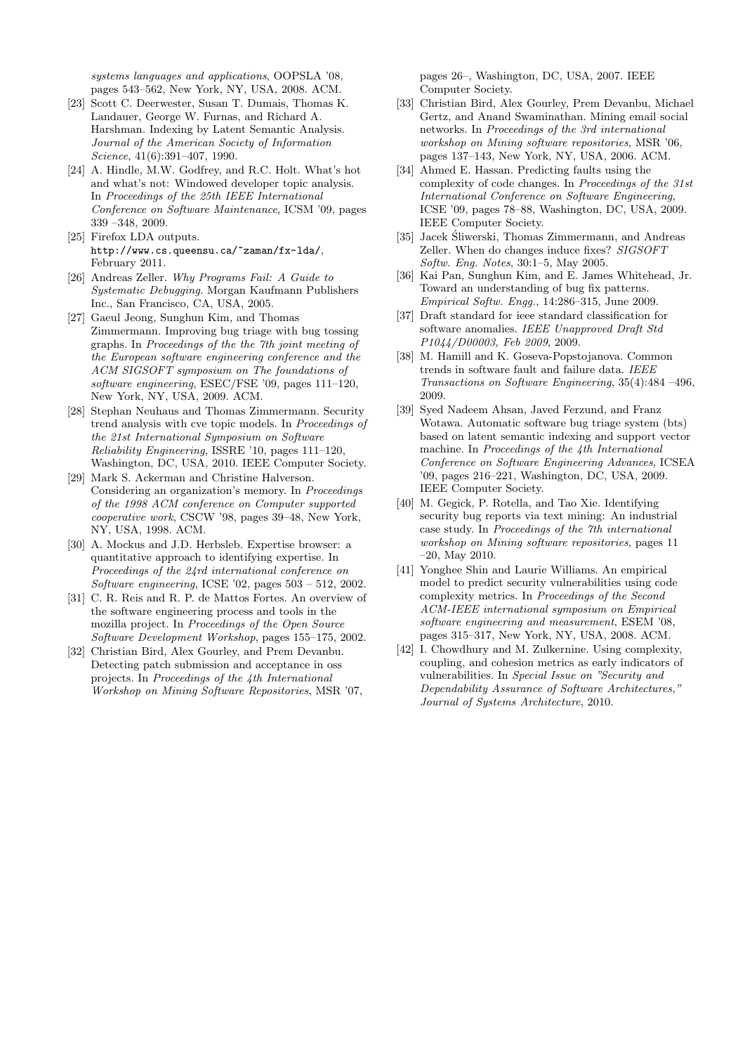*systems languages and applications*, OOPSLA '08, pages 543–562, New York, NY, USA, 2008. ACM.

[23] Scott C. Deerwester, Susan T. Dumais, Thomas K. Landauer, George W. Furnas, and Richard A. Harshman. Indexing by Latent Semantic Analysis. *Journal of the American Society of Information Science*, 41(6):391–407, 1990.

[24] A. Hindle, M.W. Godfrey, and R.C. Holt. What's hot and what's not: Windowed developer topic analysis. In *Proceedings of the 25th IEEE International Conference on Software Maintenance*, ICSM '09, pages 339 –348, 2009.

[25] Firefox LDA outputs. http://www.cs.queensu.ca/~zaman/fx-lda/, February 2011.

[26] Andreas Zeller. *Why Programs Fail: A Guide to Systematic Debugging*. Morgan Kaufmann Publishers Inc., San Francisco, CA, USA, 2005.

[27] Gaeul Jeong, Sunghun Kim, and Thomas Zimmermann. Improving bug triage with bug tossing graphs. In *Proceedings of the the 7th joint meeting of the European software engineering conference and the ACM SIGSOFT symposium on The foundations of software engineering*, ESEC/FSE '09, pages 111–120, New York, NY, USA, 2009. ACM.

[28] Stephan Neuhaus and Thomas Zimmermann. Security trend analysis with cve topic models. In *Proceedings of the 21st International Symposium on Software Reliability Engineering*, ISSRE '10, pages 111–120, Washington, DC, USA, 2010. IEEE Computer Society.

[29] Mark S. Ackerman and Christine Halverson. Considering an organization's memory. In *Proceedings of the 1998 ACM conference on Computer supported cooperative work*, CSCW '98, pages 39–48, New York, NY, USA, 1998. ACM.

[30] A. Mockus and J.D. Herbsleb. Expertise browser: a quantitative approach to identifying expertise. In *Proceedings of the 24rd international conference on Software engineering*, ICSE '02, pages 503 – 512, 2002.

[31] C. R. Reis and R. P. de Mattos Fortes. An overview of the software engineering process and tools in the mozilla project. In *Proceedings of the Open Source Software Development Workshop*, pages 155–175, 2002.

[32] Christian Bird, Alex Gourley, and Prem Devanbu. Detecting patch submission and acceptance in oss projects. In *Proceedings of the 4th International Workshop on Mining Software Repositories*, MSR '07, pages 26–, Washington, DC, USA, 2007. IEEE Computer Society.

[33] Christian Bird, Alex Gourley, Prem Devanbu, Michael Gertz, and Anand Swaminathan. Mining email social networks. In *Proceedings of the 3rd international workshop on Mining software repositories*, MSR '06, pages 137–143, New York, NY, USA, 2006. ACM.

[34] Ahmed E. Hassan. Predicting faults using the complexity of code changes. In *Proceedings of the 31st International Conference on Software Engineering*, ICSE '09, pages 78–88, Washington, DC, USA, 2009. IEEE Computer Society.

[35] Jacek Śliwerski, Thomas Zimmermann, and Andreas Zeller. When do changes induce fixes? *SIGSOFT Softw. Eng. Notes*, 30:1–5, May 2005.

[36] Kai Pan, Sunghun Kim, and E. James Whitehead, Jr. Toward an understanding of bug fix patterns. *Empirical Softw. Engg.*, 14:286–315, June 2009.

[37] Draft standard for ieee standard classification for software anomalies. *IEEE Unapproved Draft Std P1044/D00003, Feb 2009*, 2009.

[38] M. Hamill and K. Goseva-Popstojanova. Common trends in software fault and failure data. *IEEE Transactions on Software Engineering*, 35(4):484 –496, 2009.

[39] Syed Nadeem Ahsan, Javed Ferzund, and Franz Wotawa. Automatic software bug triage system (bts) based on latent semantic indexing and support vector machine. In *Proceedings of the 4th International Conference on Software Engineering Advances*, ICSEA '09, pages 216–221, Washington, DC, USA, 2009. IEEE Computer Society.

[40] M. Gegick, P. Rotella, and Tao Xie. Identifying security bug reports via text mining: An industrial case study. In *Proceedings of the 7th international workshop on Mining software repositories*, pages 11 –20, May 2010.

[41] Yonghee Shin and Laurie Williams. An empirical model to predict security vulnerabilities using code complexity metrics. In *Proceedings of the Second ACM-IEEE international symposium on Empirical software engineering and measurement*, ESEM '08, pages 315–317, New York, NY, USA, 2008. ACM.

[42] I. Chowdhury and M. Zulkernine. Using complexity, coupling, and cohesion metrics as early indicators of vulnerabilities. In *Special Issue on "Security and Dependability Assurance of Software Architectures," Journal of Systems Architecture*, 2010.